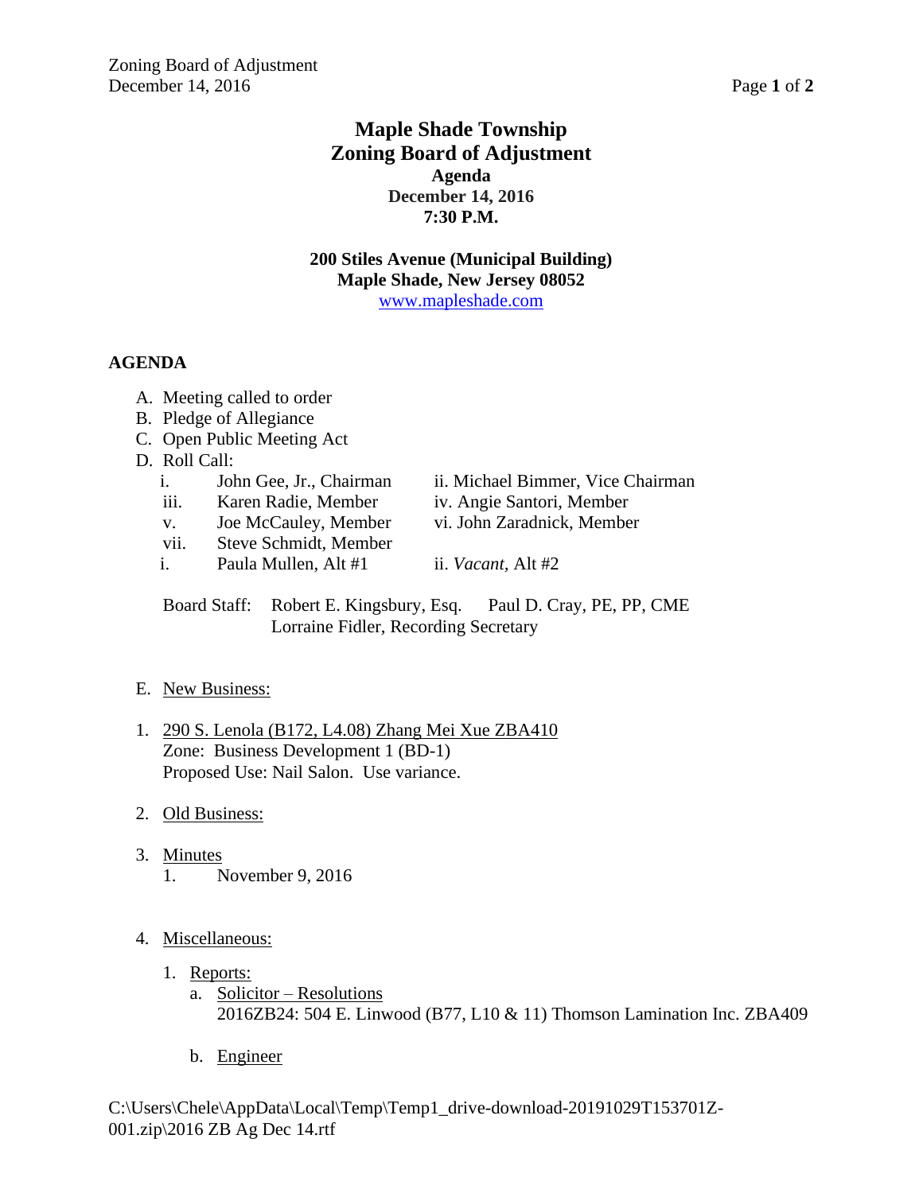# Maple Shade Township
# Zoning Board of Adjustment

**Agenda**
**December 14, 2016**
**7:30 P.M.**

**200 Stiles Avenue (Municipal Building)**
**Maple Shade, New Jersey 08052**
www.mapleshade.com

## AGENDA

A. Meeting called to order
B. Pledge of Allegiance
C. Open Public Meeting Act
D. Roll Call:

- i. John Gee, Jr., Chairman — ii. Michael Bimmer, Vice Chairman
- iii. Karen Radie, Member — iv. Angie Santori, Member
- v. Joe McCauley, Member — vi. John Zaradnick, Member
- vii. Steve Schmidt, Member
- i. Paula Mullen, Alt #1 — ii. *Vacant,* Alt #2

Board Staff: Robert E. Kingsbury, Esq. Paul D. Cray, PE, PP, CME
Lorraine Fidler, Recording Secretary

E. New Business:

1. 290 S. Lenola (B172, L4.08) Zhang Mei Xue ZBA410
   Zone: Business Development 1 (BD-1)
   Proposed Use: Nail Salon. Use variance.

2. Old Business:

3. Minutes
   1. November 9, 2016

4. Miscellaneous:
   1. Reports:
      a. Solicitor – Resolutions
         2016ZB24: 504 E. Linwood (B77, L10 & 11) Thomson Lamination Inc. ZBA409
      b. Engineer

C:\Users\Chele\AppData\Local\Temp\Temp1_drive-download-20191029T153701Z-001.zip\2016 ZB Ag Dec 14.rtf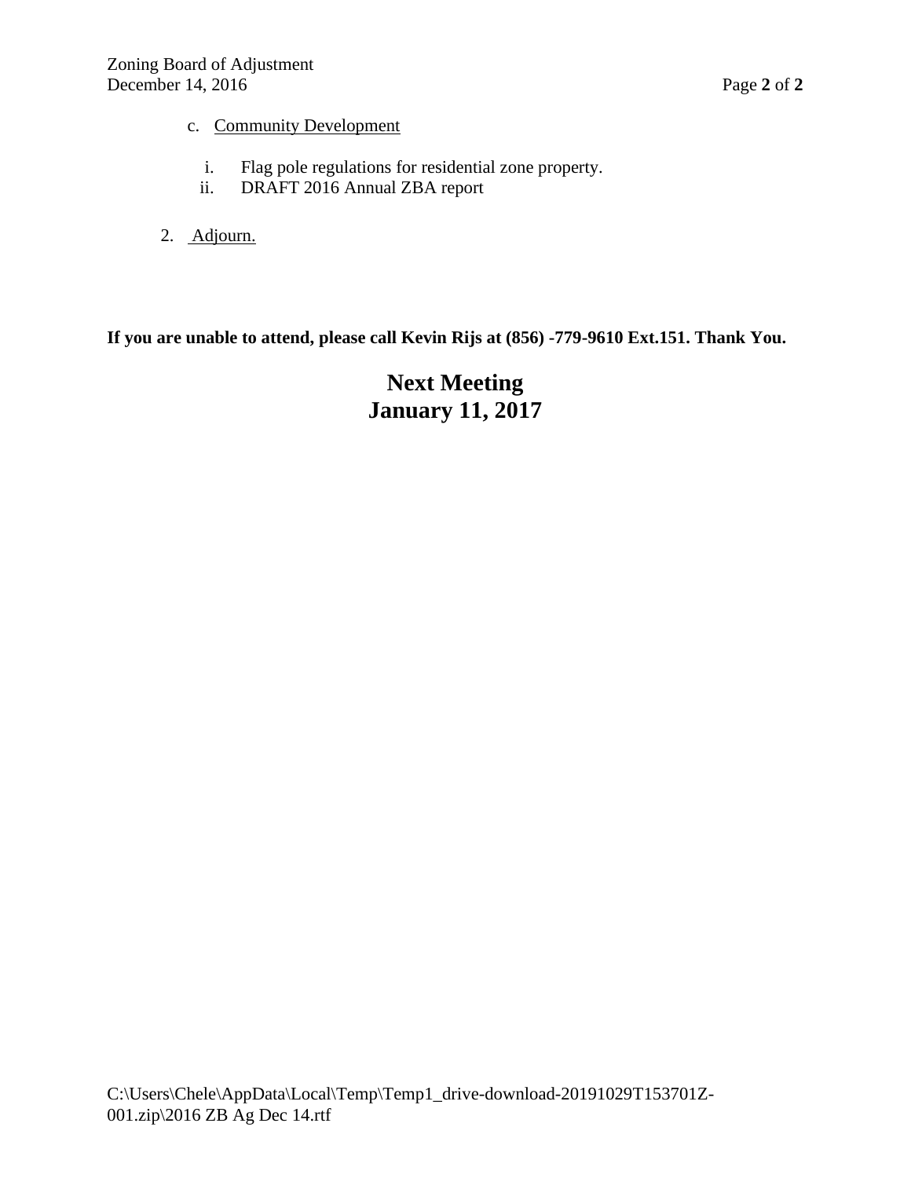c. Community Development

  i. Flag pole regulations for residential zone property.
  ii. DRAFT 2016 Annual ZBA report

2. Adjourn.

**If you are unable to attend, please call Kevin Rijs at (856) -779-9610 Ext.151. Thank You.**

## Next Meeting
## January 11, 2017

C:\Users\Chele\AppData\Local\Temp\Temp1_drive-download-20191029T153701Z-001.zip\2016 ZB Ag Dec 14.rtf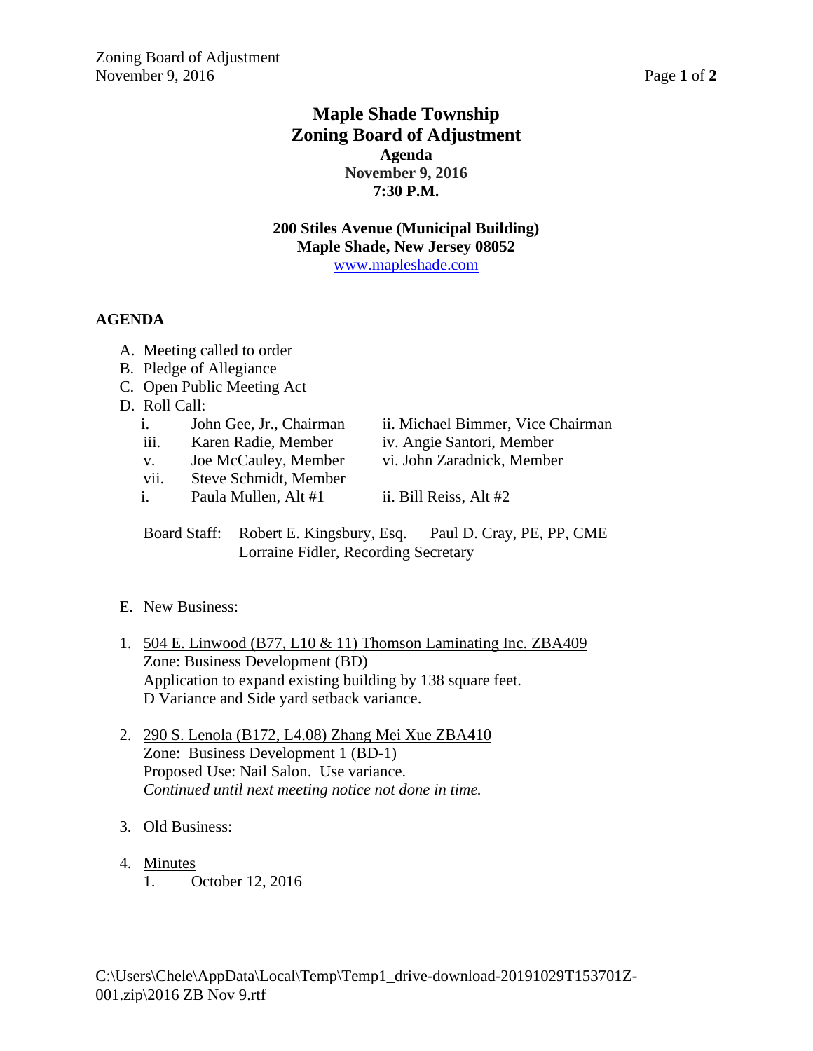# Maple Shade Township
# Zoning Board of Adjustment

**Agenda**
**November 9, 2016**
**7:30 P.M.**

**200 Stiles Avenue (Municipal Building)**
**Maple Shade, New Jersey 08052**
www.mapleshade.com

## AGENDA

A. Meeting called to order
B. Pledge of Allegiance
C. Open Public Meeting Act
D. Roll Call:

| | | |
|---|---|---|
| i. | John Gee, Jr., Chairman | ii. Michael Bimmer, Vice Chairman |
| iii. | Karen Radie, Member | iv. Angie Santori, Member |
| v. | Joe McCauley, Member | vi. John Zaradnick, Member |
| vii. | Steve Schmidt, Member | |
| i. | Paula Mullen, Alt #1 | ii. Bill Reiss, Alt #2 |

Board Staff: Robert E. Kingsbury, Esq. Paul D. Cray, PE, PP, CME
Lorraine Fidler, Recording Secretary

E. New Business:

1. 504 E. Linwood (B77, L10 & 11) Thomson Laminating Inc. ZBA409
   Zone: Business Development (BD)
   Application to expand existing building by 138 square feet.
   D Variance and Side yard setback variance.

2. 290 S. Lenola (B172, L4.08) Zhang Mei Xue ZBA410
   Zone: Business Development 1 (BD-1)
   Proposed Use: Nail Salon. Use variance.
   *Continued until next meeting notice not done in time.*

3. Old Business:

4. Minutes
   1. October 12, 2016

C:\Users\Chele\AppData\Local\Temp\Temp1_drive-download-20191029T153701Z-001.zip\2016 ZB Nov 9.rtf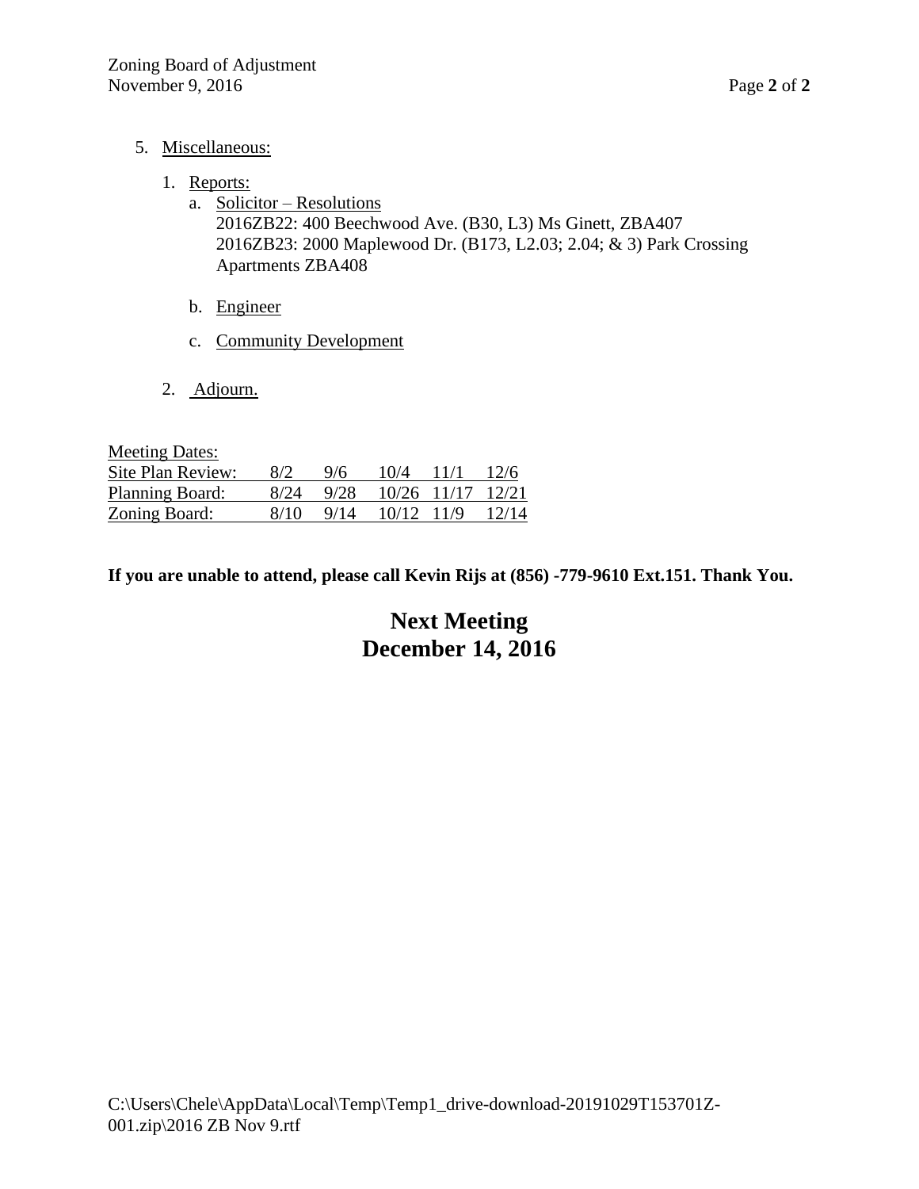5. Miscellaneous:

   1. Reports:
      a. Solicitor – Resolutions
         2016ZB22: 400 Beechwood Ave. (B30, L3) Ms Ginett, ZBA407
         2016ZB23: 2000 Maplewood Dr. (B173, L2.03; 2.04; & 3) Park Crossing Apartments ZBA408

      b. Engineer

      c. Community Development

   2. Adjourn.

Meeting Dates:

| | | | | | |
|---|---|---|---|---|---|
| Site Plan Review: | 8/2 | 9/6 | 10/4 | 11/1 | 12/6 |
| Planning Board: | 8/24 | 9/28 | 10/26 | 11/17 | 12/21 |
| Zoning Board: | 8/10 | 9/14 | 10/12 | 11/9 | 12/14 |

**If you are unable to attend, please call Kevin Rijs at (856) -779-9610 Ext.151. Thank You.**

## Next Meeting
## December 14, 2016

C:\Users\Chele\AppData\Local\Temp\Temp1_drive-download-20191029T153701Z-001.zip\2016 ZB Nov 9.rtf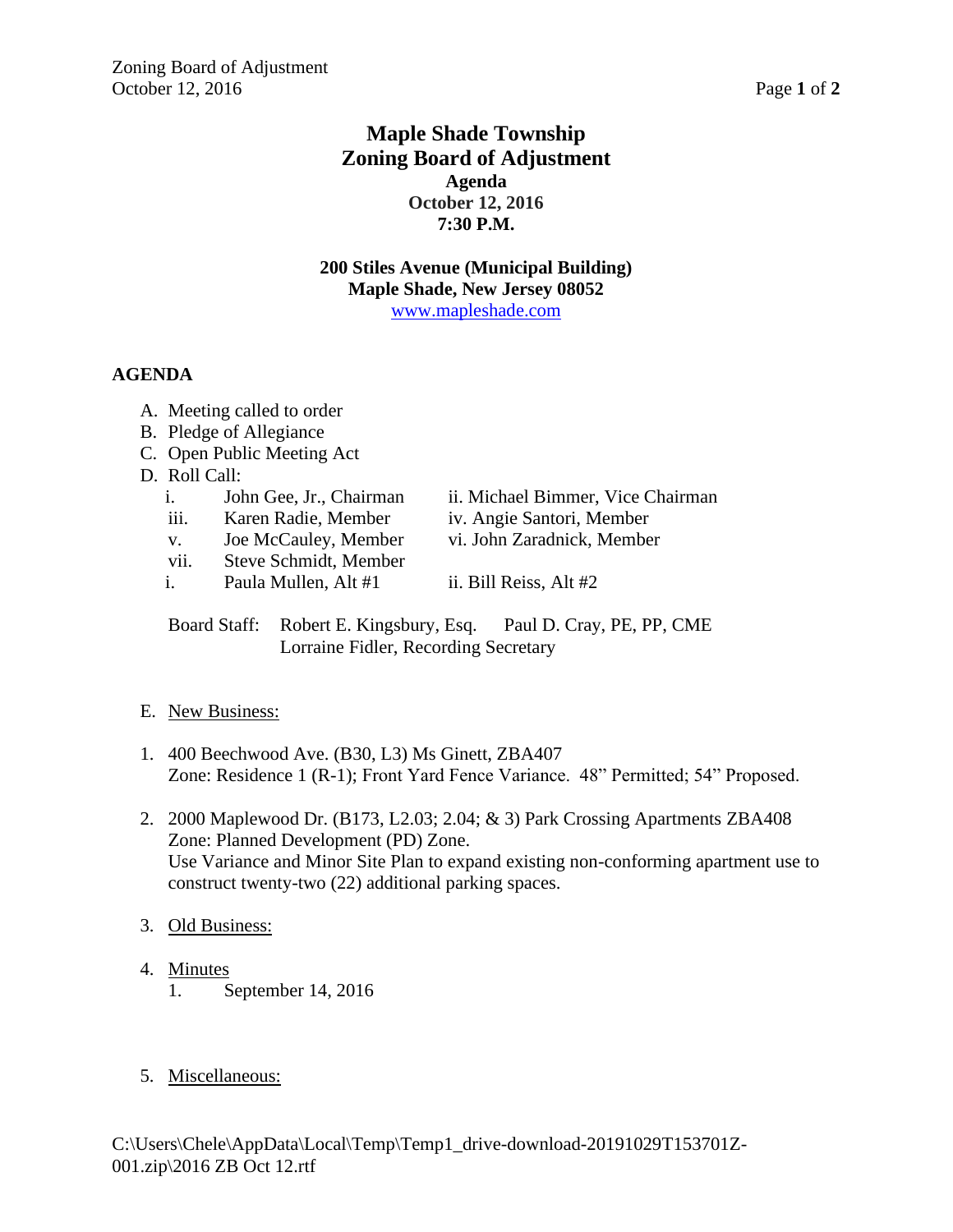# Maple Shade Township
# Zoning Board of Adjustment
### Agenda
### October 12, 2016
### 7:30 P.M.

**200 Stiles Avenue (Municipal Building)**
**Maple Shade, New Jersey 08052**
www.mapleshade.com

**AGENDA**

A. Meeting called to order
B. Pledge of Allegiance
C. Open Public Meeting Act
D. Roll Call:
   - i. John Gee, Jr., Chairman — ii. Michael Bimmer, Vice Chairman
   - iii. Karen Radie, Member — iv. Angie Santori, Member
   - v. Joe McCauley, Member — vi. John Zaradnick, Member
   - vii. Steve Schmidt, Member
   - i. Paula Mullen, Alt #1 — ii. Bill Reiss, Alt #2

   Board Staff: Robert E. Kingsbury, Esq. Paul D. Cray, PE, PP, CME
   Lorraine Fidler, Recording Secretary

E. New Business:

1. 400 Beechwood Ave. (B30, L3) Ms Ginett, ZBA407
   Zone: Residence 1 (R-1); Front Yard Fence Variance. 48" Permitted; 54" Proposed.

2. 2000 Maplewood Dr. (B173, L2.03; 2.04; & 3) Park Crossing Apartments ZBA408
   Zone: Planned Development (PD) Zone.
   Use Variance and Minor Site Plan to expand existing non-conforming apartment use to construct twenty-two (22) additional parking spaces.

3. Old Business:

4. Minutes
   1. September 14, 2016

5. Miscellaneous:

C:\Users\Chele\AppData\Local\Temp\Temp1_drive-download-20191029T153701Z-001.zip\2016 ZB Oct 12.rtf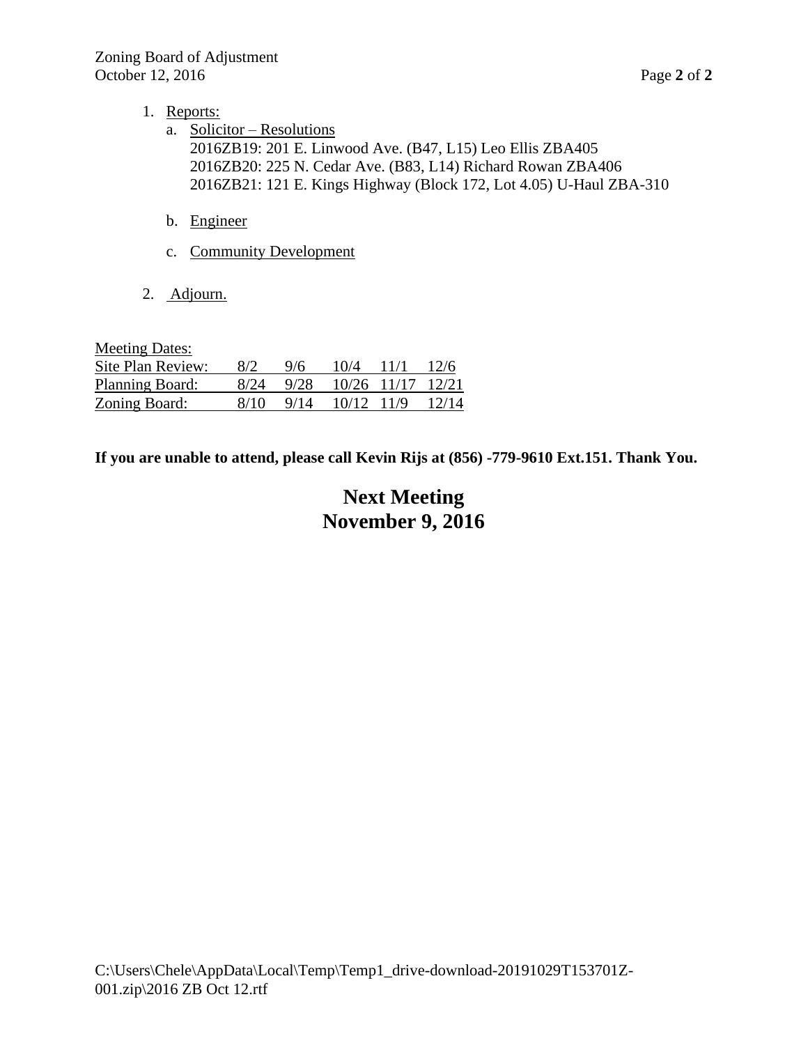1. Reports:
   a. Solicitor – Resolutions
      2016ZB19: 201 E. Linwood Ave. (B47, L15) Leo Ellis ZBA405
      2016ZB20: 225 N. Cedar Ave. (B83, L14) Richard Rowan ZBA406
      2016ZB21: 121 E. Kings Highway (Block 172, Lot 4.05) U-Haul ZBA-310

   b. Engineer

   c. Community Development

2. Adjourn.

| Meeting Dates: | | | | | |
|---|---|---|---|---|---|
| Site Plan Review: | 8/2 | 9/6 | 10/4 | 11/1 | 12/6 |
| Planning Board: | 8/24 | 9/28 | 10/26 | 11/17 | 12/21 |
| Zoning Board: | 8/10 | 9/14 | 10/12 | 11/9 | 12/14 |

**If you are unable to attend, please call Kevin Rijs at (856) -779-9610 Ext.151. Thank You.**

**Next Meeting**
**November 9, 2016**

C:\Users\Chele\AppData\Local\Temp\Temp1_drive-download-20191029T153701Z-001.zip\2016 ZB Oct 12.rtf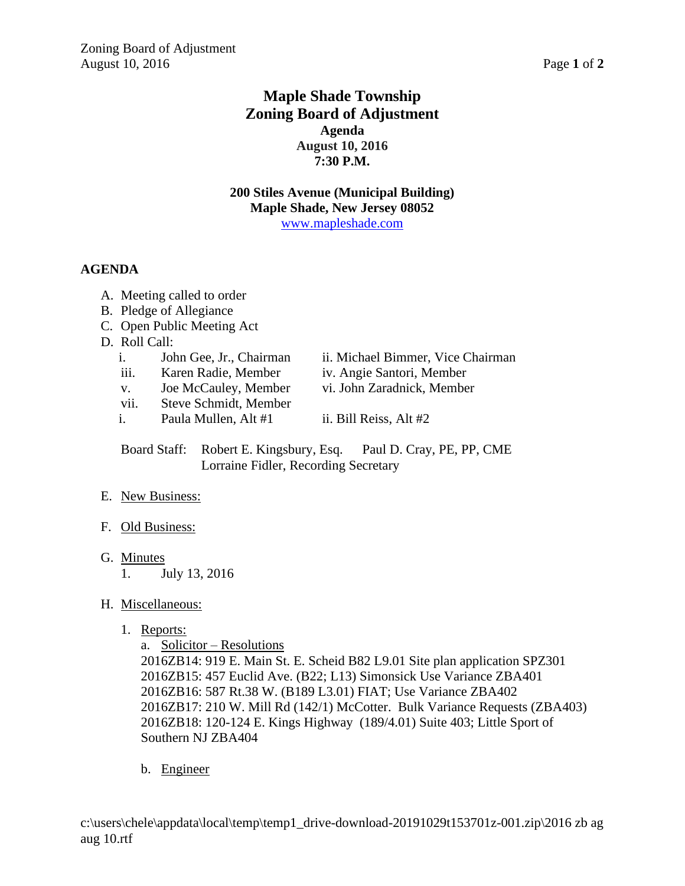# Maple Shade Township
# Zoning Board of Adjustment

**Agenda**
**August 10, 2016**
**7:30 P.M.**

**200 Stiles Avenue (Municipal Building)**
**Maple Shade, New Jersey 08052**
www.mapleshade.com

## AGENDA

A. Meeting called to order
B. Pledge of Allegiance
C. Open Public Meeting Act
D. Roll Call:
   i. John Gee, Jr., Chairman
   ii. Michael Bimmer, Vice Chairman
   iii. Karen Radie, Member
   iv. Angie Santori, Member
   v. Joe McCauley, Member
   vi. John Zaradnick, Member
   vii. Steve Schmidt, Member
   i. Paula Mullen, Alt #1
   ii. Bill Reiss, Alt #2

   Board Staff: Robert E. Kingsbury, Esq. Paul D. Cray, PE, PP, CME
   Lorraine Fidler, Recording Secretary

E. New Business:

F. Old Business:

G. Minutes
   1. July 13, 2016

H. Miscellaneous:

   1. Reports:
      a. Solicitor – Resolutions
      2016ZB14: 919 E. Main St. E. Scheid B82 L9.01 Site plan application SPZ301
      2016ZB15: 457 Euclid Ave. (B22; L13) Simonsick Use Variance ZBA401
      2016ZB16: 587 Rt.38 W. (B189 L3.01) FIAT; Use Variance ZBA402
      2016ZB17: 210 W. Mill Rd (142/1) McCotter. Bulk Variance Requests (ZBA403)
      2016ZB18: 120-124 E. Kings Highway (189/4.01) Suite 403; Little Sport of Southern NJ ZBA404

      b. Engineer

c:\users\chele\appdata\local\temp\temp1_drive-download-20191029t153701z-001.zip\2016 zb ag aug 10.rtf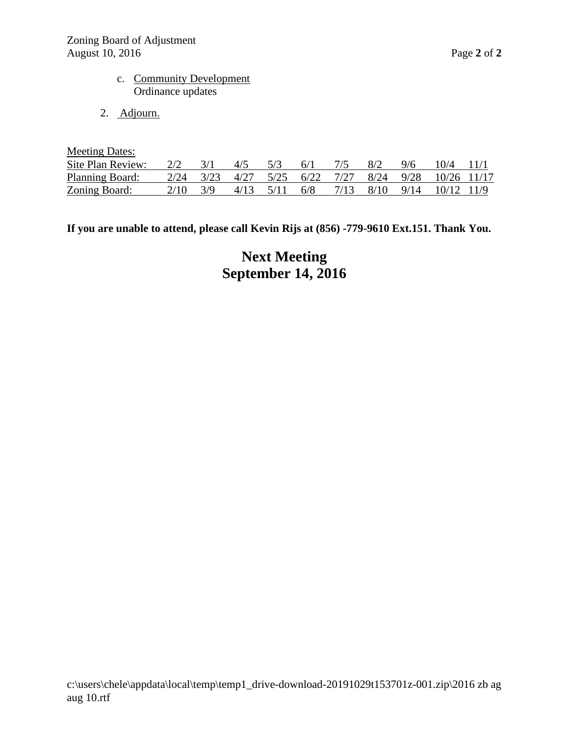c. Community Development
   Ordinance updates

2. Adjourn.

Meeting Dates:

| Site Plan Review: | 2/2 | 3/1 | 4/5 | 5/3 | 6/1 | 7/5 | 8/2 | 9/6 | 10/4 | 11/1 |
|---|---|---|---|---|---|---|---|---|---|---|
| Planning Board: | 2/24 | 3/23 | 4/27 | 5/25 | 6/22 | 7/27 | 8/24 | 9/28 | 10/26 | 11/17 |
| Zoning Board: | 2/10 | 3/9 | 4/13 | 5/11 | 6/8 | 7/13 | 8/10 | 9/14 | 10/12 | 11/9 |

**If you are unable to attend, please call Kevin Rijs at (856) -779-9610 Ext.151. Thank You.**

## Next Meeting
## September 14, 2016

c:\users\chele\appdata\local\temp\temp1_drive-download-20191029t153701z-001.zip\2016 zb ag aug 10.rtf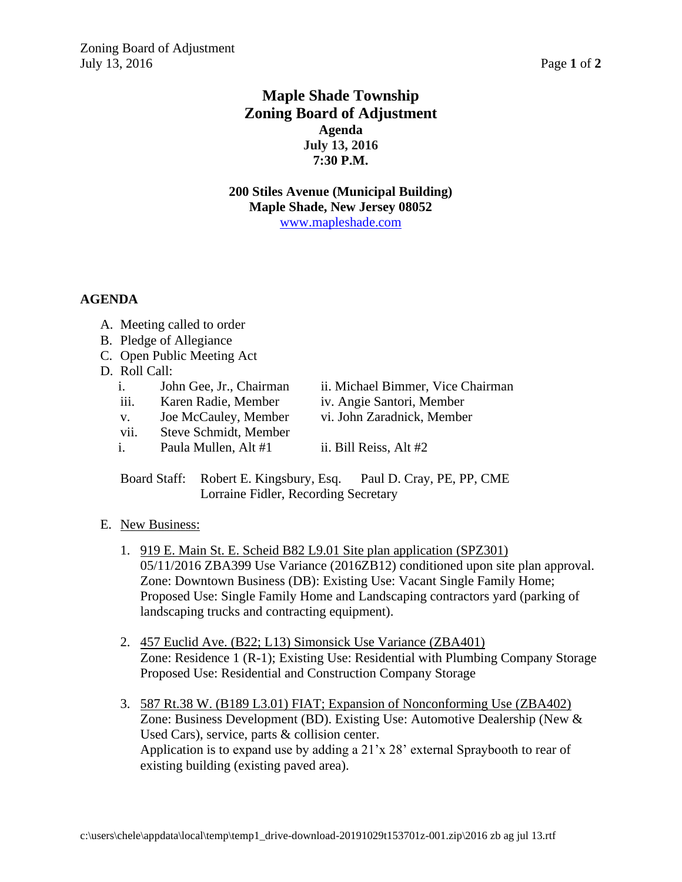# Maple Shade Township
# Zoning Board of Adjustment
### Agenda
### July 13, 2016
### 7:30 P.M.

**200 Stiles Avenue (Municipal Building)**
**Maple Shade, New Jersey 08052**
www.mapleshade.com

**AGENDA**

A. Meeting called to order
B. Pledge of Allegiance
C. Open Public Meeting Act
D. Roll Call:
   - i. John Gee, Jr., Chairman
   - ii. Michael Bimmer, Vice Chairman
   - iii. Karen Radie, Member
   - iv. Angie Santori, Member
   - v. Joe McCauley, Member
   - vi. John Zaradnick, Member
   - vii. Steve Schmidt, Member
   - i. Paula Mullen, Alt #1
   - ii. Bill Reiss, Alt #2

   Board Staff: Robert E. Kingsbury, Esq. Paul D. Cray, PE, PP, CME
   Lorraine Fidler, Recording Secretary

E. New Business:

   1. 919 E. Main St. E. Scheid B82 L9.01 Site plan application (SPZ301)
      05/11/2016 ZBA399 Use Variance (2016ZB12) conditioned upon site plan approval.
      Zone: Downtown Business (DB): Existing Use: Vacant Single Family Home; Proposed Use: Single Family Home and Landscaping contractors yard (parking of landscaping trucks and contracting equipment).

   2. 457 Euclid Ave. (B22; L13) Simonsick Use Variance (ZBA401)
      Zone: Residence 1 (R-1); Existing Use: Residential with Plumbing Company Storage
      Proposed Use: Residential and Construction Company Storage

   3. 587 Rt.38 W. (B189 L3.01) FIAT; Expansion of Nonconforming Use (ZBA402)
      Zone: Business Development (BD). Existing Use: Automotive Dealership (New & Used Cars), service, parts & collision center.
      Application is to expand use by adding a 21'x 28' external Spraybooth to rear of existing building (existing paved area).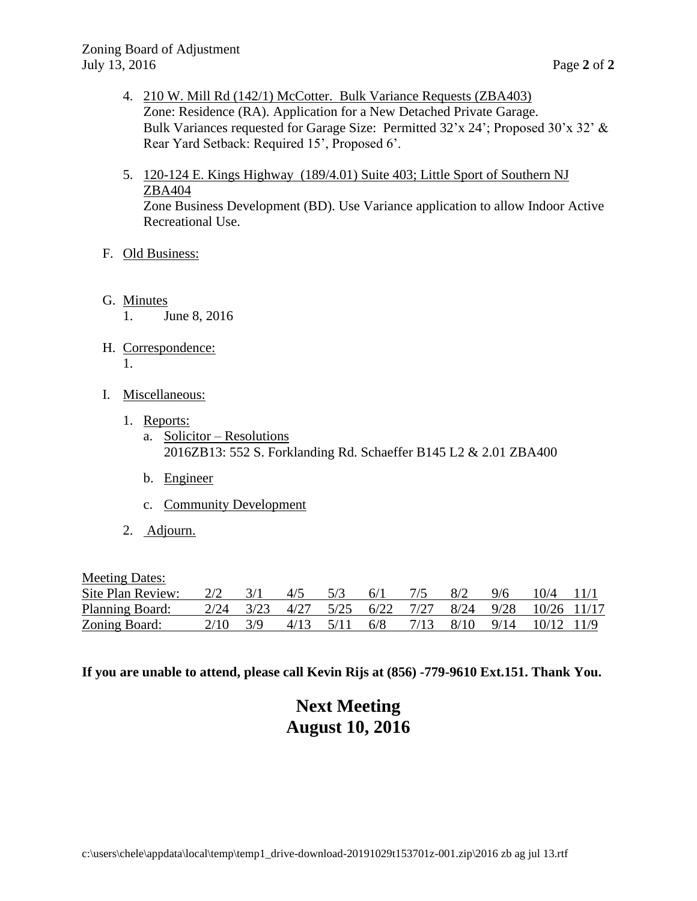4. 210 W. Mill Rd (142/1) McCotter. Bulk Variance Requests (ZBA403)
   Zone: Residence (RA). Application for a New Detached Private Garage.
   Bulk Variances requested for Garage Size: Permitted 32'x 24'; Proposed 30'x 32' & Rear Yard Setback: Required 15', Proposed 6'.

5. 120-124 E. Kings Highway (189/4.01) Suite 403; Little Sport of Southern NJ ZBA404
   Zone Business Development (BD). Use Variance application to allow Indoor Active Recreational Use.

F. Old Business:

G. Minutes
   1. June 8, 2016

H. Correspondence:
   1.

I. Miscellaneous:

   1. Reports:
      a. Solicitor – Resolutions
         2016ZB13: 552 S. Forklanding Rd. Schaeffer B145 L2 & 2.01 ZBA400

      b. Engineer

      c. Community Development

   2. Adjourn.

| Meeting Dates: | | | | | | | | | | |
|---|---|---|---|---|---|---|---|---|---|---|
| Site Plan Review: | 2/2 | 3/1 | 4/5 | 5/3 | 6/1 | 7/5 | 8/2 | 9/6 | 10/4 | 11/1 |
| Planning Board: | 2/24 | 3/23 | 4/27 | 5/25 | 6/22 | 7/27 | 8/24 | 9/28 | 10/26 | 11/17 |
| Zoning Board: | 2/10 | 3/9 | 4/13 | 5/11 | 6/8 | 7/13 | 8/10 | 9/14 | 10/12 | 11/9 |

**If you are unable to attend, please call Kevin Rijs at (856) -779-9610 Ext.151. Thank You.**

# Next Meeting
# August 10, 2016

c:\users\chele\appdata\local\temp\temp1_drive-download-20191029t153701z-001.zip\2016 zb ag jul 13.rtf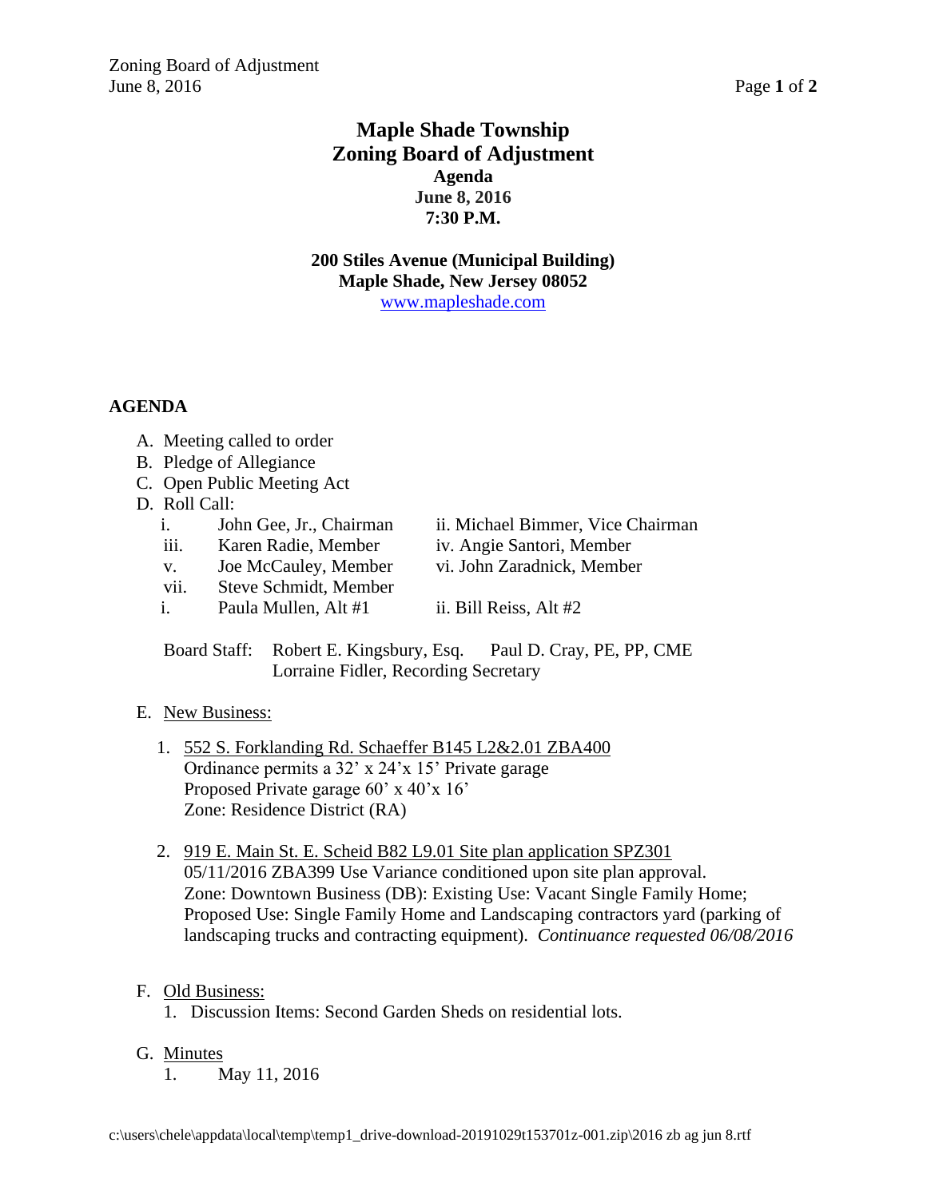# Maple Shade Township
# Zoning Board of Adjustment
### Agenda
### June 8, 2016
### 7:30 P.M.

**200 Stiles Avenue (Municipal Building)**
**Maple Shade, New Jersey 08052**
www.mapleshade.com

**AGENDA**

A. Meeting called to order
B. Pledge of Allegiance
C. Open Public Meeting Act
D. Roll Call:
   i. John Gee, Jr., Chairman — ii. Michael Bimmer, Vice Chairman
   iii. Karen Radie, Member — iv. Angie Santori, Member
   v. Joe McCauley, Member — vi. John Zaradnick, Member
   vii. Steve Schmidt, Member
   i. Paula Mullen, Alt #1 — ii. Bill Reiss, Alt #2

   Board Staff: Robert E. Kingsbury, Esq. Paul D. Cray, PE, PP, CME
   Lorraine Fidler, Recording Secretary

E. New Business:

   1. 552 S. Forklanding Rd. Schaeffer B145 L2&2.01 ZBA400
      Ordinance permits a 32' x 24'x 15' Private garage
      Proposed Private garage 60' x 40'x 16'
      Zone: Residence District (RA)

   2. 919 E. Main St. E. Scheid B82 L9.01 Site plan application SPZ301
      05/11/2016 ZBA399 Use Variance conditioned upon site plan approval.
      Zone: Downtown Business (DB): Existing Use: Vacant Single Family Home;
      Proposed Use: Single Family Home and Landscaping contractors yard (parking of landscaping trucks and contracting equipment). *Continuance requested 06/08/2016*

F. Old Business:
   1. Discussion Items: Second Garden Sheds on residential lots.

G. Minutes
   1. May 11, 2016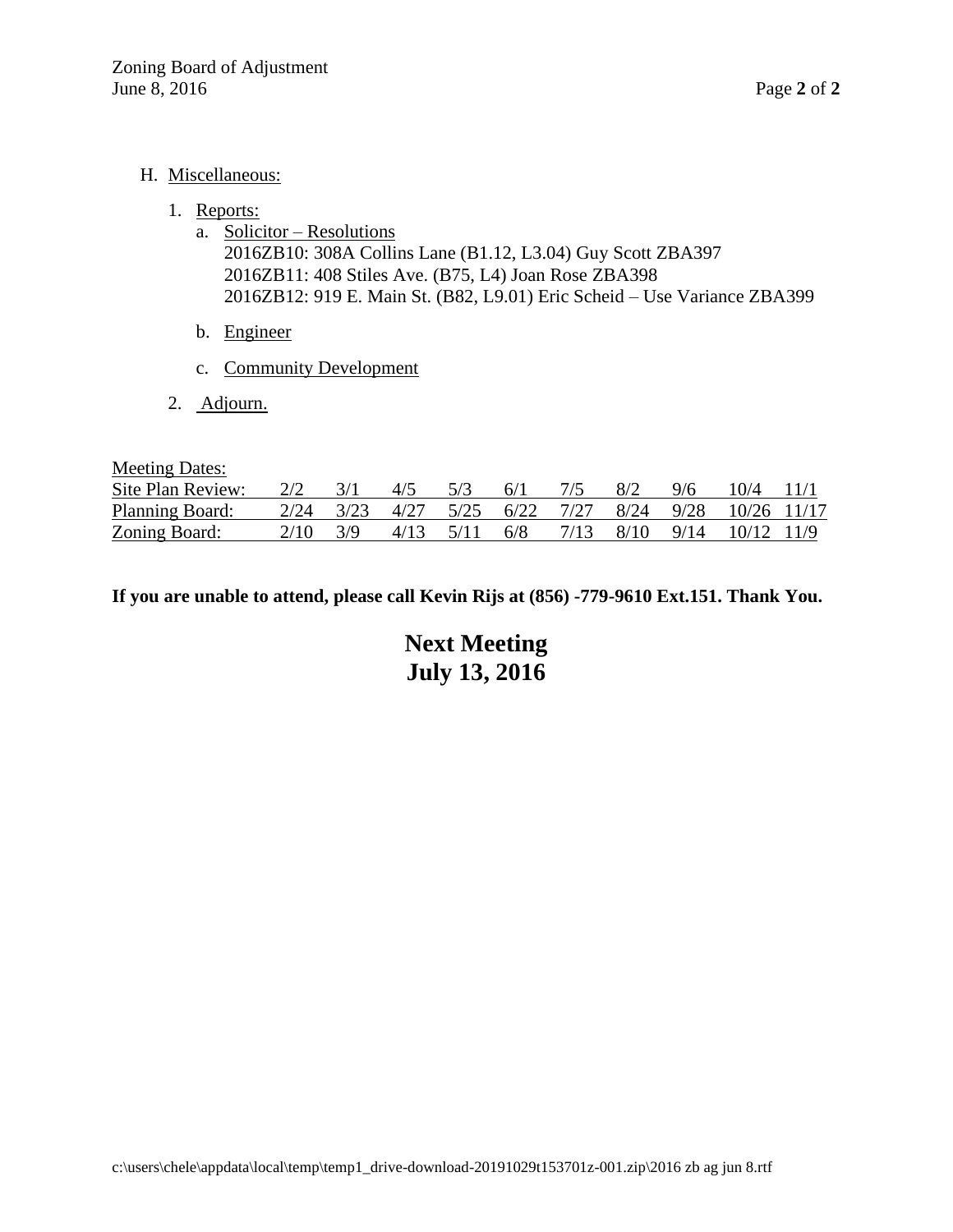H. Miscellaneous:

1. Reports:
    a. Solicitor – Resolutions
       2016ZB10: 308A Collins Lane (B1.12, L3.04) Guy Scott ZBA397
       2016ZB11: 408 Stiles Ave. (B75, L4) Joan Rose ZBA398
       2016ZB12: 919 E. Main St. (B82, L9.01) Eric Scheid – Use Variance ZBA399

    b. Engineer

    c. Community Development

2. Adjourn.

| Meeting Dates: | | | | | | | | | | |
|---|---|---|---|---|---|---|---|---|---|---|
| Site Plan Review: | 2/2 | 3/1 | 4/5 | 5/3 | 6/1 | 7/5 | 8/2 | 9/6 | 10/4 | 11/1 |
| Planning Board: | 2/24 | 3/23 | 4/27 | 5/25 | 6/22 | 7/27 | 8/24 | 9/28 | 10/26 | 11/17 |
| Zoning Board: | 2/10 | 3/9 | 4/13 | 5/11 | 6/8 | 7/13 | 8/10 | 9/14 | 10/12 | 11/9 |

**If you are unable to attend, please call Kevin Rijs at (856) -779-9610 Ext.151. Thank You.**

**Next Meeting**
**July 13, 2016**

c:\users\chele\appdata\local\temp\temp1_drive-download-20191029t153701z-001.zip\2016 zb ag jun 8.rtf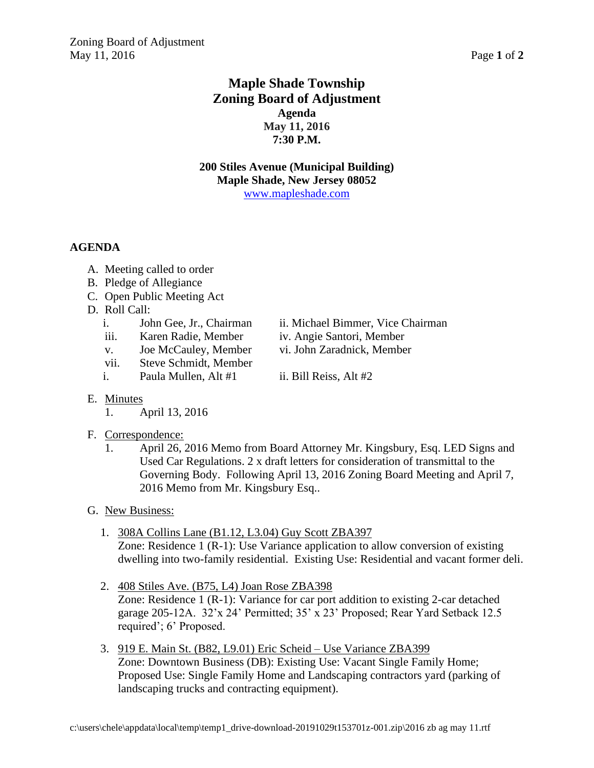# Maple Shade Township
# Zoning Board of Adjustment

**Agenda**
**May 11, 2016**
**7:30 P.M.**

**200 Stiles Avenue (Municipal Building)**
**Maple Shade, New Jersey 08052**
www.mapleshade.com

**AGENDA**

A. Meeting called to order
B. Pledge of Allegiance
C. Open Public Meeting Act
D. Roll Call:
   - i. John Gee, Jr., Chairman
   - ii. Michael Bimmer, Vice Chairman
   - iii. Karen Radie, Member
   - iv. Angie Santori, Member
   - v. Joe McCauley, Member
   - vi. John Zaradnick, Member
   - vii. Steve Schmidt, Member
   - i. Paula Mullen, Alt #1
   - ii. Bill Reiss, Alt #2

E. Minutes
   1. April 13, 2016

F. Correspondence:
   1. April 26, 2016 Memo from Board Attorney Mr. Kingsbury, Esq. LED Signs and Used Car Regulations. 2 x draft letters for consideration of transmittal to the Governing Body. Following April 13, 2016 Zoning Board Meeting and April 7, 2016 Memo from Mr. Kingsbury Esq..

G. New Business:
   1. 308A Collins Lane (B1.12, L3.04) Guy Scott ZBA397
      Zone: Residence 1 (R-1): Use Variance application to allow conversion of existing dwelling into two-family residential. Existing Use: Residential and vacant former deli.
   2. 408 Stiles Ave. (B75, L4) Joan Rose ZBA398
      Zone: Residence 1 (R-1): Variance for car port addition to existing 2-car detached garage 205-12A. 32'x 24' Permitted; 35' x 23' Proposed; Rear Yard Setback 12.5 required'; 6' Proposed.
   3. 919 E. Main St. (B82, L9.01) Eric Scheid – Use Variance ZBA399
      Zone: Downtown Business (DB): Existing Use: Vacant Single Family Home; Proposed Use: Single Family Home and Landscaping contractors yard (parking of landscaping trucks and contracting equipment).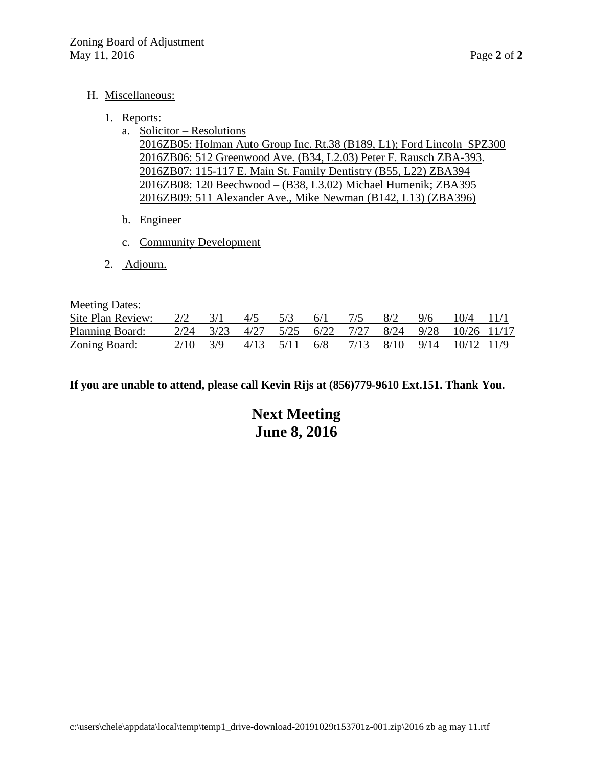H. Miscellaneous:

1. Reports:
   a. Solicitor – Resolutions
      2016ZB05: Holman Auto Group Inc. Rt.38 (B189, L1); Ford Lincoln SPZ300
      2016ZB06: 512 Greenwood Ave. (B34, L2.03) Peter F. Rausch ZBA-393.
      2016ZB07: 115-117 E. Main St. Family Dentistry (B55, L22) ZBA394
      2016ZB08: 120 Beechwood – (B38, L3.02) Michael Humenik; ZBA395
      2016ZB09: 511 Alexander Ave., Mike Newman (B142, L13) (ZBA396)

   b. Engineer

   c. Community Development

2. Adjourn.

Meeting Dates:

| Site Plan Review: | 2/2 | 3/1 | 4/5 | 5/3 | 6/1 | 7/5 | 8/2 | 9/6 | 10/4 | 11/1 |
|---|---|---|---|---|---|---|---|---|---|---|
| Planning Board: | 2/24 | 3/23 | 4/27 | 5/25 | 6/22 | 7/27 | 8/24 | 9/28 | 10/26 | 11/17 |
| Zoning Board: | 2/10 | 3/9 | 4/13 | 5/11 | 6/8 | 7/13 | 8/10 | 9/14 | 10/12 | 11/9 |

**If you are unable to attend, please call Kevin Rijs at (856)779-9610 Ext.151. Thank You.**

**Next Meeting**
**June 8, 2016**

c:\users\chele\appdata\local\temp\temp1_drive-download-20191029t153701z-001.zip\2016 zb ag may 11.rtf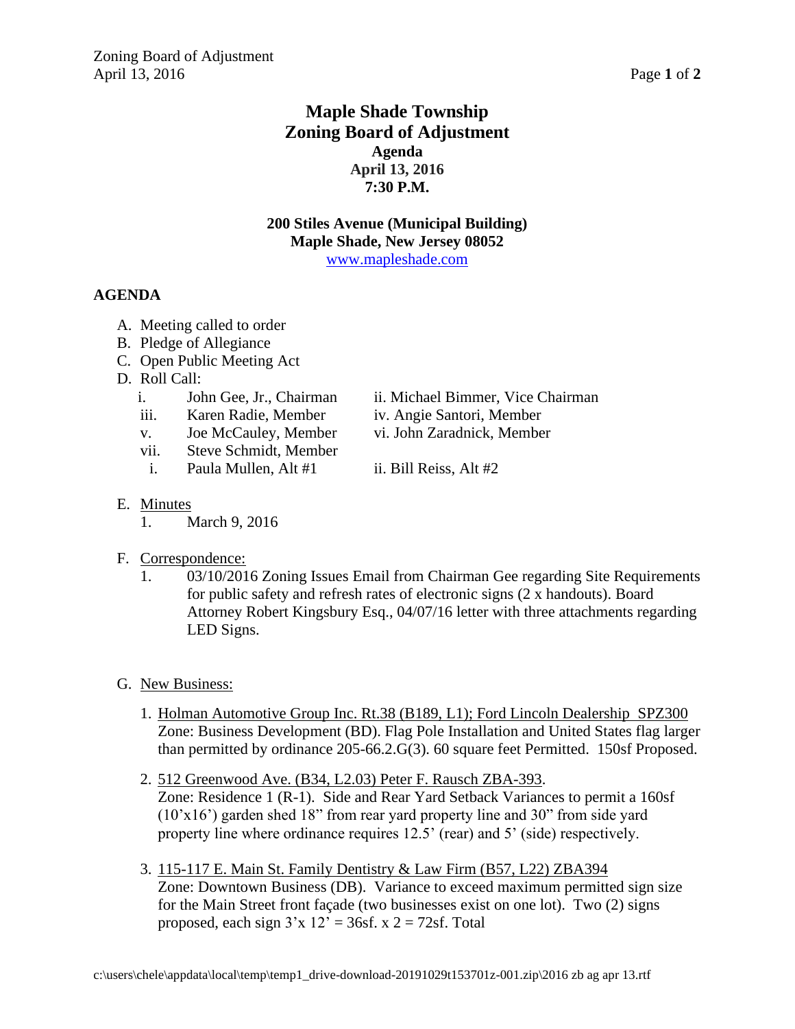# Maple Shade Township
# Zoning Board of Adjustment

**Agenda**
**April 13, 2016**
**7:30 P.M.**

**200 Stiles Avenue (Municipal Building)**
**Maple Shade, New Jersey 08052**
www.mapleshade.com

## AGENDA

A. Meeting called to order

B. Pledge of Allegiance

C. Open Public Meeting Act

D. Roll Call:

   i. John Gee, Jr., Chairman
   ii. Michael Bimmer, Vice Chairman
   iii. Karen Radie, Member
   iv. Angie Santori, Member
   v. Joe McCauley, Member
   vi. John Zaradnick, Member
   vii. Steve Schmidt, Member

   i. Paula Mullen, Alt #1
   ii. Bill Reiss, Alt #2

E. Minutes

   1. March 9, 2016

F. Correspondence:

   1. 03/10/2016 Zoning Issues Email from Chairman Gee regarding Site Requirements for public safety and refresh rates of electronic signs (2 x handouts). Board Attorney Robert Kingsbury Esq., 04/07/16 letter with three attachments regarding LED Signs.

G. New Business:

   1. Holman Automotive Group Inc. Rt.38 (B189, L1); Ford Lincoln Dealership SPZ300
      Zone: Business Development (BD). Flag Pole Installation and United States flag larger than permitted by ordinance 205-66.2.G(3). 60 square feet Permitted. 150sf Proposed.

   2. 512 Greenwood Ave. (B34, L2.03) Peter F. Rausch ZBA-393.
      Zone: Residence 1 (R-1). Side and Rear Yard Setback Variances to permit a 160sf (10'x16') garden shed 18" from rear yard property line and 30" from side yard property line where ordinance requires 12.5' (rear) and 5' (side) respectively.

   3. 115-117 E. Main St. Family Dentistry & Law Firm (B57, L22) ZBA394
      Zone: Downtown Business (DB). Variance to exceed maximum permitted sign size for the Main Street front façade (two businesses exist on one lot). Two (2) signs proposed, each sign 3'x 12' = 36sf. x 2 = 72sf. Total

c:\users\chele\appdata\local\temp\temp1_drive-download-20191029t153701z-001.zip\2016 zb ag apr 13.rtf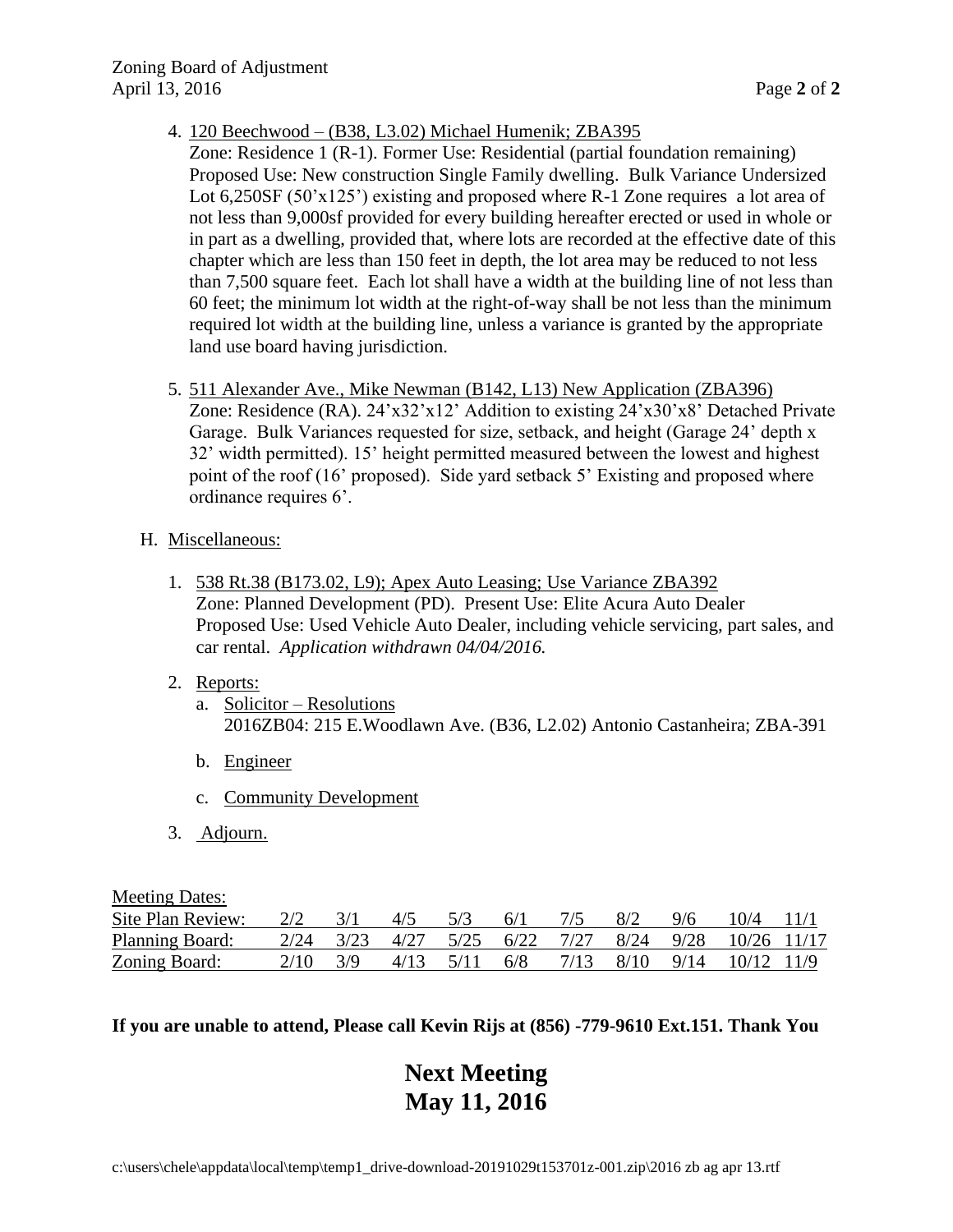4. <u>120 Beechwood – (B38, L3.02) Michael Humenik; ZBA395</u>
   Zone: Residence 1 (R-1). Former Use: Residential (partial foundation remaining) Proposed Use: New construction Single Family dwelling. Bulk Variance Undersized Lot 6,250SF (50'x125') existing and proposed where R-1 Zone requires a lot area of not less than 9,000sf provided for every building hereafter erected or used in whole or in part as a dwelling, provided that, where lots are recorded at the effective date of this chapter which are less than 150 feet in depth, the lot area may be reduced to not less than 7,500 square feet. Each lot shall have a width at the building line of not less than 60 feet; the minimum lot width at the right-of-way shall be not less than the minimum required lot width at the building line, unless a variance is granted by the appropriate land use board having jurisdiction.

5. <u>511 Alexander Ave., Mike Newman (B142, L13) New Application (ZBA396)</u>
   Zone: Residence (RA). 24'x32'x12' Addition to existing 24'x30'x8' Detached Private Garage. Bulk Variances requested for size, setback, and height (Garage 24' depth x 32' width permitted). 15' height permitted measured between the lowest and highest point of the roof (16' proposed). Side yard setback 5' Existing and proposed where ordinance requires 6'.

H. <u>Miscellaneous:</u>

1. <u>538 Rt.38 (B173.02, L9); Apex Auto Leasing; Use Variance ZBA392</u>
   Zone: Planned Development (PD). Present Use: Elite Acura Auto Dealer
   Proposed Use: Used Vehicle Auto Dealer, including vehicle servicing, part sales, and car rental. *Application withdrawn 04/04/2016.*

2. <u>Reports:</u>
   a. <u>Solicitor – Resolutions</u>
      2016ZB04: 215 E.Woodlawn Ave. (B36, L2.02) Antonio Castanheira; ZBA-391

   b. <u>Engineer</u>

   c. <u>Community Development</u>

3. <u>Adjourn.</u>

<u>Meeting Dates:</u>

| | | | | | | | | | | |
|---|---|---|---|---|---|---|---|---|---|---|
| Site Plan Review: | 2/2 | 3/1 | 4/5 | 5/3 | 6/1 | 7/5 | 8/2 | 9/6 | 10/4 | 11/1 |
| Planning Board: | 2/24 | 3/23 | 4/27 | 5/25 | 6/22 | 7/27 | 8/24 | 9/28 | 10/26 | 11/17 |
| Zoning Board: | 2/10 | 3/9 | 4/13 | 5/11 | 6/8 | 7/13 | 8/10 | 9/14 | 10/12 | 11/9 |

**If you are unable to attend, Please call Kevin Rijs at (856) -779-9610 Ext.151. Thank You**

## Next Meeting
## May 11, 2016

c:\users\chele\appdata\local\temp\temp1_drive-download-20191029t153701z-001.zip\2016 zb ag apr 13.rtf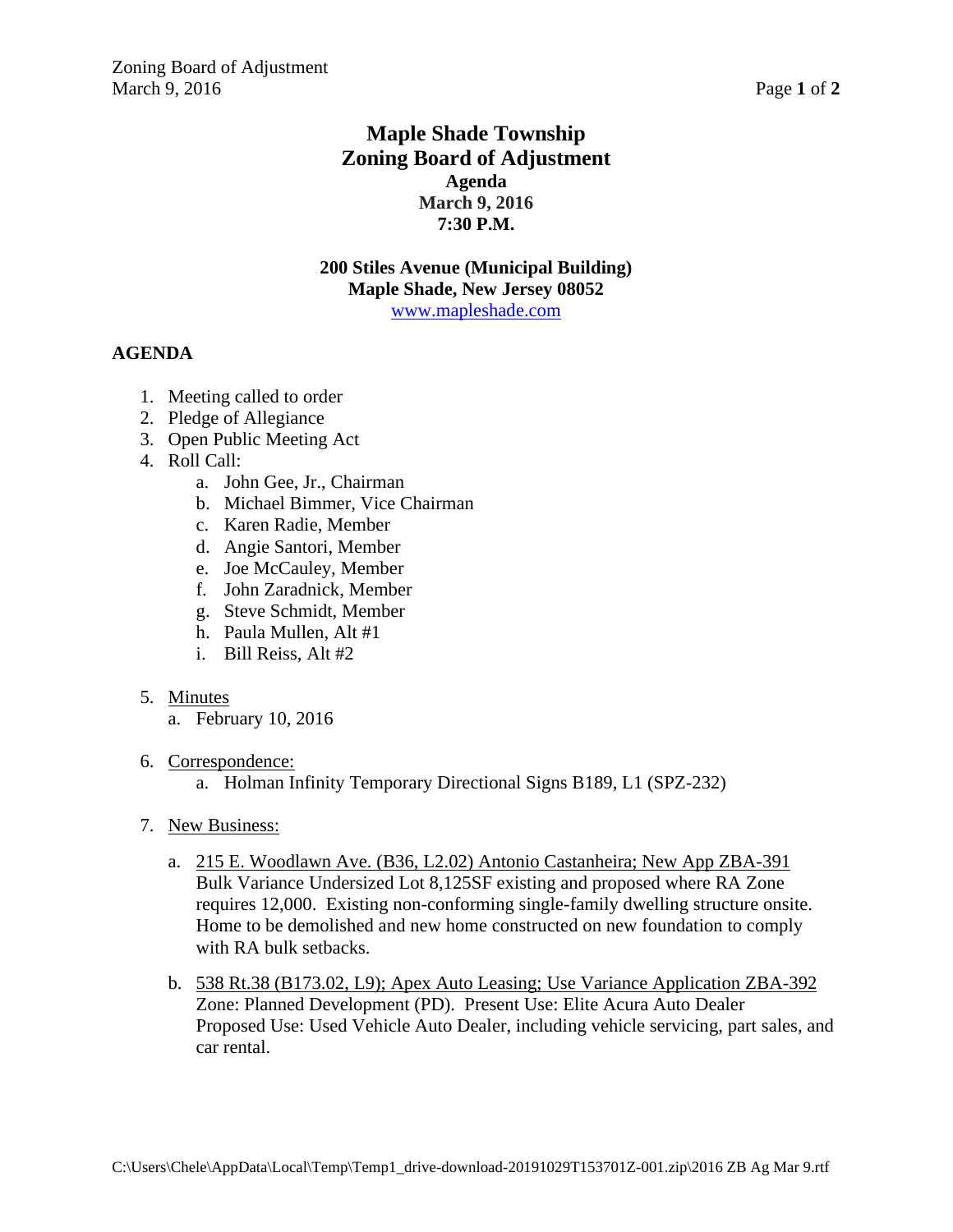# Maple Shade Township
# Zoning Board of Adjustment

**Agenda**
**March 9, 2016**
**7:30 P.M.**

**200 Stiles Avenue (Municipal Building)**
**Maple Shade, New Jersey 08052**
www.mapleshade.com

## AGENDA

1. Meeting called to order
2. Pledge of Allegiance
3. Open Public Meeting Act
4. Roll Call:
   a. John Gee, Jr., Chairman
   b. Michael Bimmer, Vice Chairman
   c. Karen Radie, Member
   d. Angie Santori, Member
   e. Joe McCauley, Member
   f. John Zaradnick, Member
   g. Steve Schmidt, Member
   h. Paula Mullen, Alt #1
   i. Bill Reiss, Alt #2

5. Minutes
   a. February 10, 2016

6. Correspondence:
   a. Holman Infinity Temporary Directional Signs B189, L1 (SPZ-232)

7. New Business:

   a. 215 E. Woodlawn Ave. (B36, L2.02) Antonio Castanheira; New App ZBA-391
   Bulk Variance Undersized Lot 8,125SF existing and proposed where RA Zone requires 12,000. Existing non-conforming single-family dwelling structure onsite. Home to be demolished and new home constructed on new foundation to comply with RA bulk setbacks.

   b. 538 Rt.38 (B173.02, L9); Apex Auto Leasing; Use Variance Application ZBA-392
   Zone: Planned Development (PD). Present Use: Elite Acura Auto Dealer
   Proposed Use: Used Vehicle Auto Dealer, including vehicle servicing, part sales, and car rental.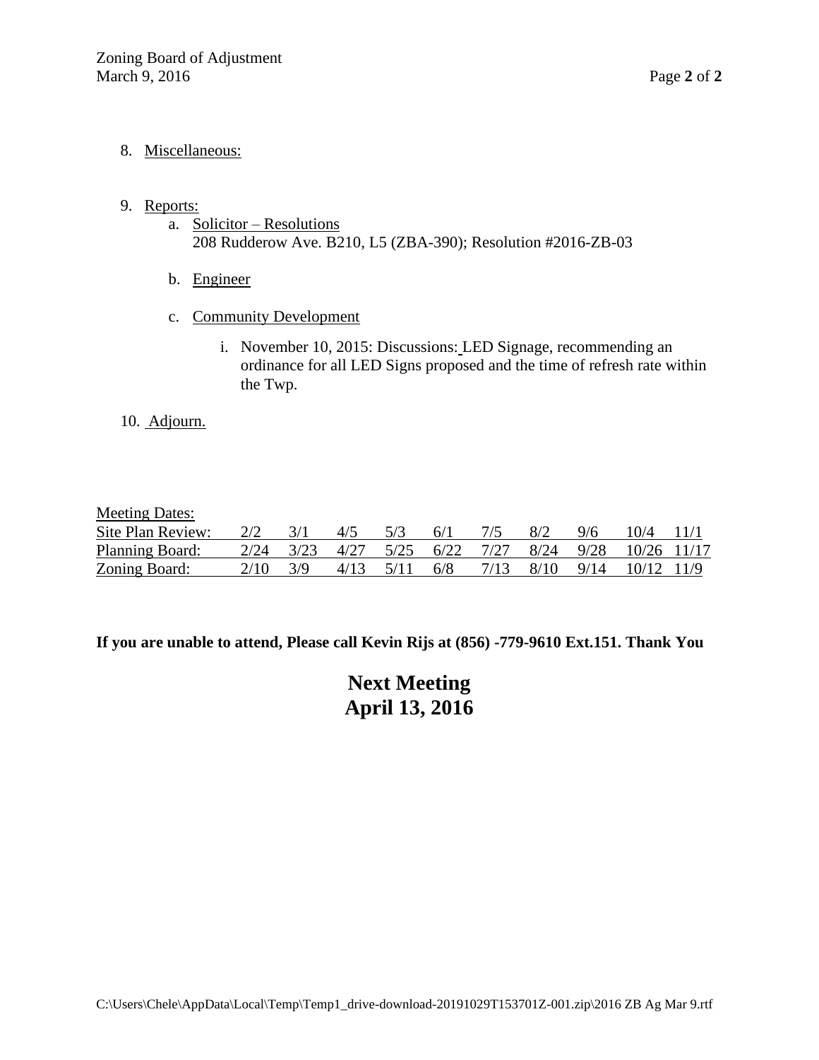8. Miscellaneous:

9. Reports:
   a. Solicitor – Resolutions
      208 Rudderow Ave. B210, L5 (ZBA-390); Resolution #2016-ZB-03

   b. Engineer

   c. Community Development

      i. November 10, 2015: Discussions: LED Signage, recommending an ordinance for all LED Signs proposed and the time of refresh rate within the Twp.

10. Adjourn.

Meeting Dates:

| | | | | | | | | | | |
|---|---|---|---|---|---|---|---|---|---|---|
| Site Plan Review: | 2/2 | 3/1 | 4/5 | 5/3 | 6/1 | 7/5 | 8/2 | 9/6 | 10/4 | 11/1 |
| Planning Board: | 2/24 | 3/23 | 4/27 | 5/25 | 6/22 | 7/27 | 8/24 | 9/28 | 10/26 | 11/17 |
| Zoning Board: | 2/10 | 3/9 | 4/13 | 5/11 | 6/8 | 7/13 | 8/10 | 9/14 | 10/12 | 11/9 |

**If you are unable to attend, Please call Kevin Rijs at (856) -779-9610 Ext.151. Thank You**

**Next Meeting**
**April 13, 2016**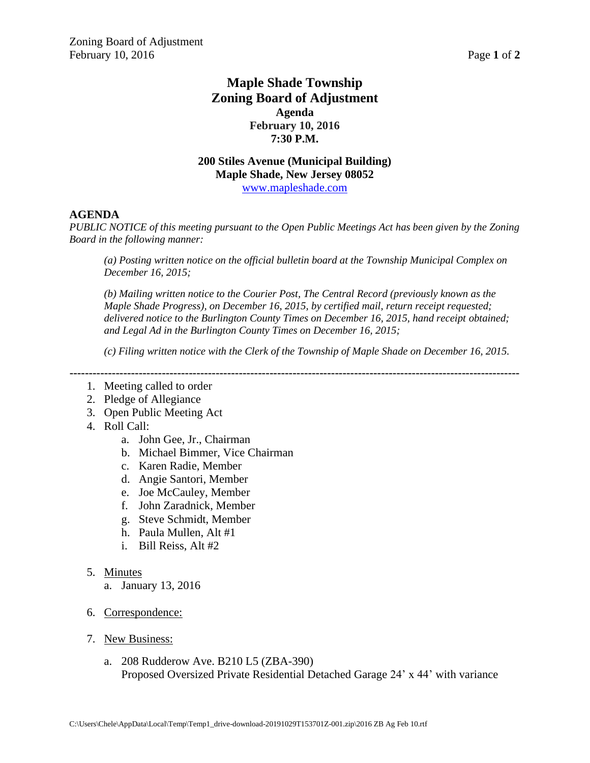# Maple Shade Township
# Zoning Board of Adjustment

**Agenda**
**February 10, 2016**
**7:30 P.M.**

**200 Stiles Avenue (Municipal Building)**
**Maple Shade, New Jersey 08052**
www.mapleshade.com

## AGENDA

*PUBLIC NOTICE of this meeting pursuant to the Open Public Meetings Act has been given by the Zoning Board in the following manner:*

> *(a) Posting written notice on the official bulletin board at the Township Municipal Complex on December 16, 2015;*
>
> *(b) Mailing written notice to the Courier Post, The Central Record (previously known as the Maple Shade Progress), on December 16, 2015, by certified mail, return receipt requested; delivered notice to the Burlington County Times on December 16, 2015, hand receipt obtained; and Legal Ad in the Burlington County Times on December 16, 2015;*
>
> *(c) Filing written notice with the Clerk of the Township of Maple Shade on December 16, 2015.*

---

1. Meeting called to order
2. Pledge of Allegiance
3. Open Public Meeting Act
4. Roll Call:
   a. John Gee, Jr., Chairman
   b. Michael Bimmer, Vice Chairman
   c. Karen Radie, Member
   d. Angie Santori, Member
   e. Joe McCauley, Member
   f. John Zaradnick, Member
   g. Steve Schmidt, Member
   h. Paula Mullen, Alt #1
   i. Bill Reiss, Alt #2
5. Minutes
   a. January 13, 2016
6. Correspondence:
7. New Business:
   a. 208 Rudderow Ave. B210 L5 (ZBA-390)
      Proposed Oversized Private Residential Detached Garage 24' x 44' with variance

C:\Users\Chele\AppData\Local\Temp\Temp1_drive-download-20191029T153701Z-001.zip\2016 ZB Ag Feb 10.rtf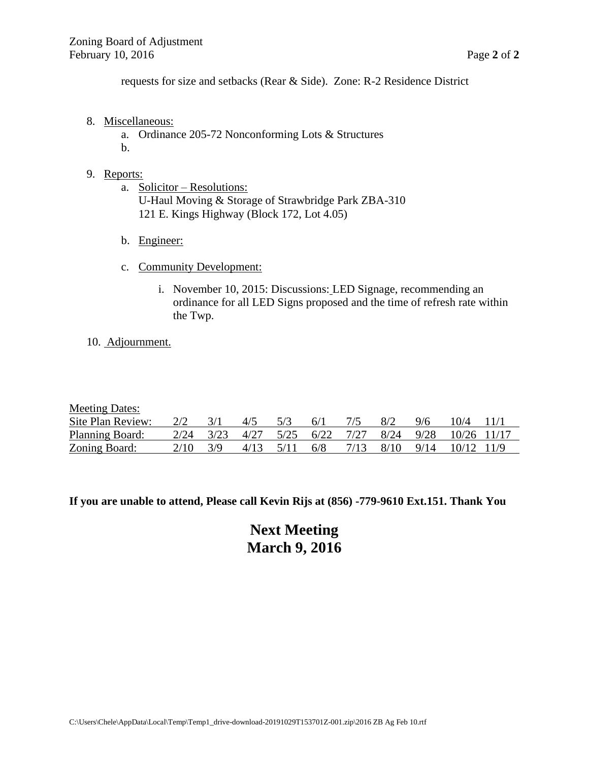requests for size and setbacks (Rear & Side). Zone: R-2 Residence District

8. Miscellaneous:
   a. Ordinance 205-72 Nonconforming Lots & Structures
   b.

9. Reports:
   a. Solicitor – Resolutions:
      U-Haul Moving & Storage of Strawbridge Park ZBA-310
      121 E. Kings Highway (Block 172, Lot 4.05)

   b. Engineer:

   c. Community Development:

      i. November 10, 2015: Discussions: LED Signage, recommending an ordinance for all LED Signs proposed and the time of refresh rate within the Twp.

10. Adjournment.

Meeting Dates:

| | | | | | | | | | | |
|---|---|---|---|---|---|---|---|---|---|---|
| Site Plan Review: | 2/2 | 3/1 | 4/5 | 5/3 | 6/1 | 7/5 | 8/2 | 9/6 | 10/4 | 11/1 |
| Planning Board: | 2/24 | 3/23 | 4/27 | 5/25 | 6/22 | 7/27 | 8/24 | 9/28 | 10/26 | 11/17 |
| Zoning Board: | 2/10 | 3/9 | 4/13 | 5/11 | 6/8 | 7/13 | 8/10 | 9/14 | 10/12 | 11/9 |

**If you are unable to attend, Please call Kevin Rijs at (856) -779-9610 Ext.151. Thank You**

**Next Meeting**
**March 9, 2016**

C:\Users\Chele\AppData\Local\Temp\Temp1_drive-download-20191029T153701Z-001.zip\2016 ZB Ag Feb 10.rtf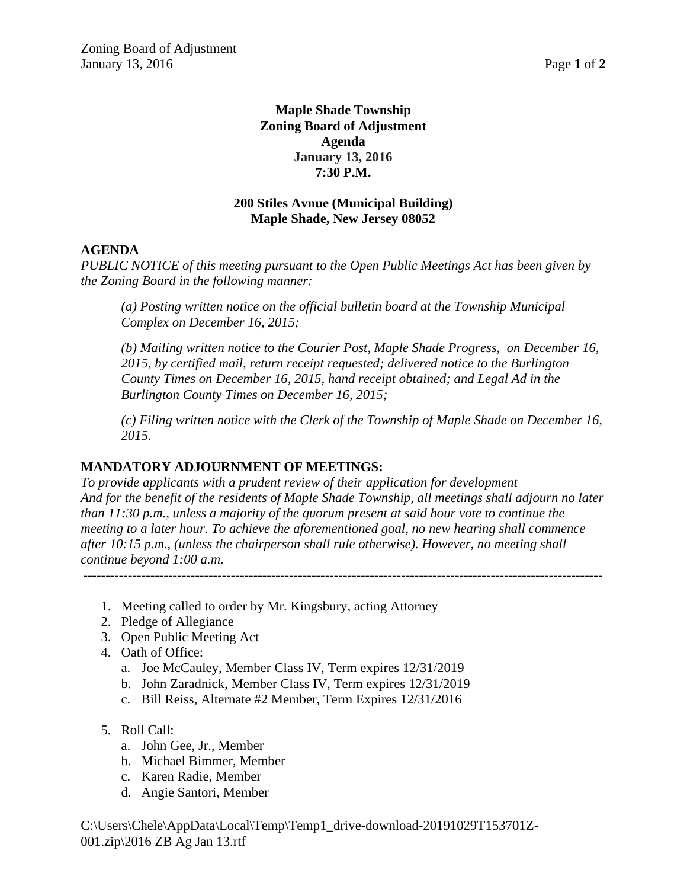**Maple Shade Township**
**Zoning Board of Adjustment**
**Agenda**
**January 13, 2016**
**7:30 P.M.**

**200 Stiles Avnue (Municipal Building)**
**Maple Shade, New Jersey 08052**

**AGENDA**

*PUBLIC NOTICE of this meeting pursuant to the Open Public Meetings Act has been given by the Zoning Board in the following manner:*

> *(a) Posting written notice on the official bulletin board at the Township Municipal Complex on December 16, 2015;*
>
> *(b) Mailing written notice to the Courier Post, Maple Shade Progress, on December 16, 2015, by certified mail, return receipt requested; delivered notice to the Burlington County Times on December 16, 2015, hand receipt obtained; and Legal Ad in the Burlington County Times on December 16, 2015;*
>
> *(c) Filing written notice with the Clerk of the Township of Maple Shade on December 16, 2015.*

**MANDATORY ADJOURNMENT OF MEETINGS:**

*To provide applicants with a prudent review of their application for development And for the benefit of the residents of Maple Shade Township, all meetings shall adjourn no later than 11:30 p.m., unless a majority of the quorum present at said hour vote to continue the meeting to a later hour. To achieve the aforementioned goal, no new hearing shall commence after 10:15 p.m., (unless the chairperson shall rule otherwise). However, no meeting shall continue beyond 1:00 a.m.*

---

1. Meeting called to order by Mr. Kingsbury, acting Attorney
2. Pledge of Allegiance
3. Open Public Meeting Act
4. Oath of Office:
   a. Joe McCauley, Member Class IV, Term expires 12/31/2019
   b. John Zaradnick, Member Class IV, Term expires 12/31/2019
   c. Bill Reiss, Alternate #2 Member, Term Expires 12/31/2016
5. Roll Call:
   a. John Gee, Jr., Member
   b. Michael Bimmer, Member
   c. Karen Radie, Member
   d. Angie Santori, Member

C:\Users\Chele\AppData\Local\Temp\Temp1_drive-download-20191029T153701Z-001.zip\2016 ZB Ag Jan 13.rtf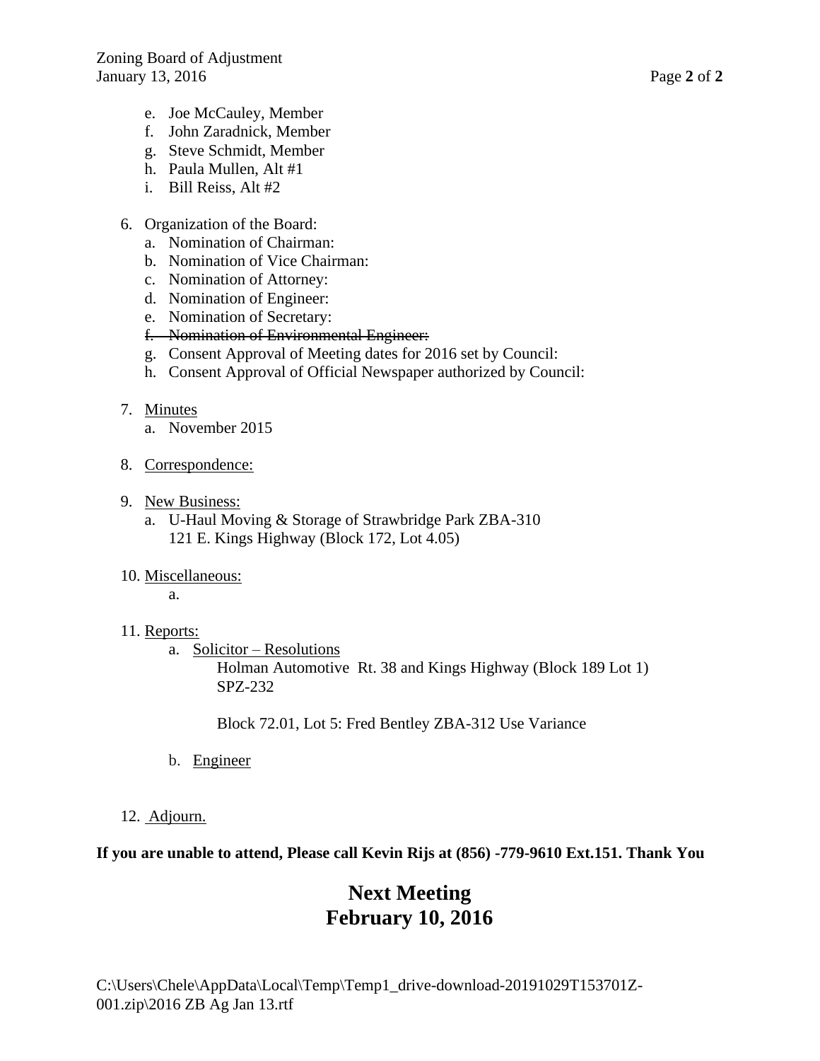e. Joe McCauley, Member
f. John Zaradnick, Member
g. Steve Schmidt, Member
h. Paula Mullen, Alt #1
i. Bill Reiss, Alt #2

6. Organization of the Board:
   a. Nomination of Chairman:
   b. Nomination of Vice Chairman:
   c. Nomination of Attorney:
   d. Nomination of Engineer:
   e. Nomination of Secretary:
   f. ~~Nomination of Environmental Engineer:~~
   g. Consent Approval of Meeting dates for 2016 set by Council:
   h. Consent Approval of Official Newspaper authorized by Council:

7. Minutes
   a. November 2015

8. Correspondence:

9. New Business:
   a. U-Haul Moving & Storage of Strawbridge Park ZBA-310
      121 E. Kings Highway (Block 172, Lot 4.05)

10. Miscellaneous:
    a.

11. Reports:
    a. Solicitor – Resolutions
       Holman Automotive Rt. 38 and Kings Highway (Block 189 Lot 1) SPZ-232

       Block 72.01, Lot 5: Fred Bentley ZBA-312 Use Variance

    b. Engineer

12. Adjourn.

**If you are unable to attend, Please call Kevin Rijs at (856) -779-9610 Ext.151. Thank You**

# Next Meeting
# February 10, 2016

C:\Users\Chele\AppData\Local\Temp\Temp1_drive-download-20191029T153701Z-001.zip\2016 ZB Ag Jan 13.rtf